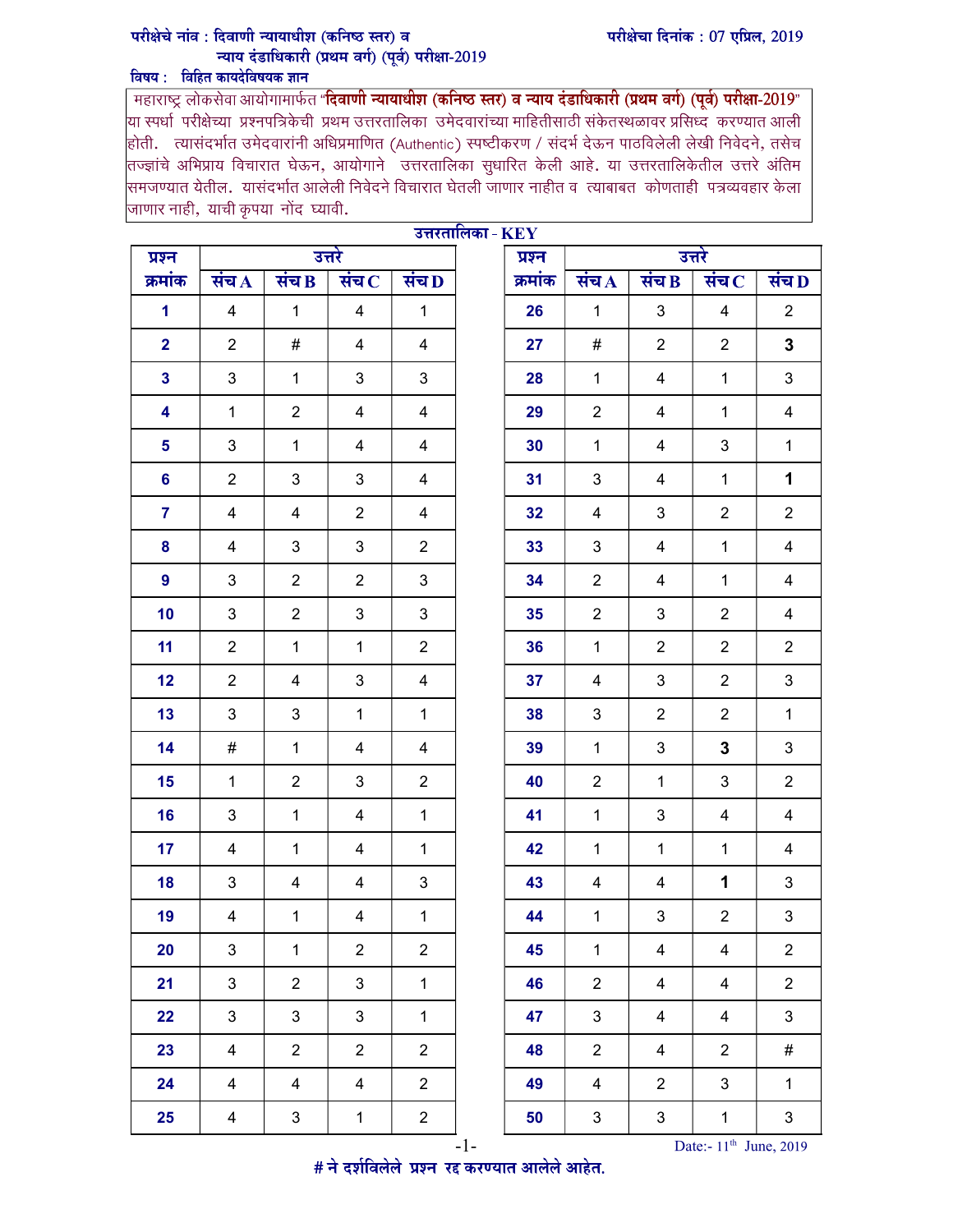परीक्षेचे नांव : दिवाणी न्यायाधीश (कनिष्ठ स्तर) व न्याय दंडाधिकारी (प्रथम वर्ग) (पूर्व) परीक्षा-2019

परीक्षेचा दिनांक : 07 एप्रिल, 2019

विषय : विहित कायदेविषयक ज्ञान

महाराष्ट्र लोकसेवा आयोगामार्फत "**दिवाणी न्यायाधीश (कनिष्ठ स्तर) व न्याय दंडाधिकारी (प्रथम वर्ग) (पूर्व) परीक्षा-2019**" या स्पर्धा परीक्षेच्या प्रश्नपत्रिकेची प्रथम उत्तरतालिका उमेदवारांच्या माहितीसाठी संकेतस्थळावर प्रसिध्द करण्यात आली होती. त्यासंदर्भात उमेदवारांनी अधिप्रमाणित (Authentic) स्पष्टीकरण / संदर्भ देऊन पाठविलेली लेखी निवेदने, तसेच तज्ज्ञांचे अभिप्राय विचारात घेऊन, आयोगाने उत्तरतालिका सुधारित केली आहे. या उत्तरतालिकेतील उत्तरे अंतिम समजण्यात येतील. यासंदर्भात आलेली निवेदने विचारात घेतली जाणार नाहीत व त्याबाबत कोणताही पत्रव्यवहार केला जाणार नाही, याची कृपया नोंद घ्यावी.

**उत्तरतालिका - KEY**

| प्रश्न क्रमांक | उत्तरे | | | |
|---|---|---|---|---|
| | संच A | संच B | संच C | संच D |
| 1 | 4 | 1 | 4 | 1 |
| 2 | 2 | # | 4 | 4 |
| 3 | 3 | 1 | 3 | 3 |
| 4 | 1 | 2 | 4 | 4 |
| 5 | 3 | 1 | 4 | 4 |
| 6 | 2 | 3 | 3 | 4 |
| 7 | 4 | 4 | 2 | 4 |
| 8 | 4 | 3 | 3 | 2 |
| 9 | 3 | 2 | 2 | 3 |
| 10 | 3 | 2 | 3 | 3 |
| 11 | 2 | 1 | 1 | 2 |
| 12 | 2 | 4 | 3 | 4 |
| 13 | 3 | 3 | 1 | 1 |
| 14 | # | 1 | 4 | 4 |
| 15 | 1 | 2 | 3 | 2 |
| 16 | 3 | 1 | 4 | 1 |
| 17 | 4 | 1 | 4 | 1 |
| 18 | 3 | 4 | 4 | 3 |
| 19 | 4 | 1 | 4 | 1 |
| 20 | 3 | 1 | 2 | 2 |
| 21 | 3 | 2 | 3 | 1 |
| 22 | 3 | 3 | 3 | 1 |
| 23 | 4 | 2 | 2 | 2 |
| 24 | 4 | 4 | 4 | 2 |
| 25 | 4 | 3 | 1 | 2 |

| प्रश्न क्रमांक | उत्तरे | | | |
|---|---|---|---|---|
| | संच A | संच B | संच C | संच D |
| 26 | 1 | 3 | 4 | 2 |
| 27 | # | 2 | 2 | **3** |
| 28 | 1 | 4 | 1 | 3 |
| 29 | 2 | 4 | 1 | 4 |
| 30 | 1 | 4 | 3 | 1 |
| 31 | 3 | 4 | 1 | **1** |
| 32 | 4 | 3 | 2 | 2 |
| 33 | 3 | 4 | 1 | 4 |
| 34 | 2 | 4 | 1 | 4 |
| 35 | 2 | 3 | 2 | 4 |
| 36 | 1 | 2 | 2 | 2 |
| 37 | 4 | 3 | 2 | 3 |
| 38 | 3 | 2 | 2 | 1 |
| 39 | 1 | 3 | **3** | 3 |
| 40 | 2 | 1 | 3 | 2 |
| 41 | 1 | 3 | 4 | 4 |
| 42 | 1 | 1 | 1 | 4 |
| 43 | 4 | 4 | **1** | 3 |
| 44 | 1 | 3 | 2 | 3 |
| 45 | 1 | 4 | 4 | 2 |
| 46 | 2 | 4 | 4 | 2 |
| 47 | 3 | 4 | 4 | 3 |
| 48 | 2 | 4 | 2 | # |
| 49 | 4 | 2 | 3 | 1 |
| 50 | 3 | 3 | 1 | 3 |

Date:- 11th June, 2019

**# ने दर्शविलेले प्रश्न रद्द करण्यात आलेले आहेत.**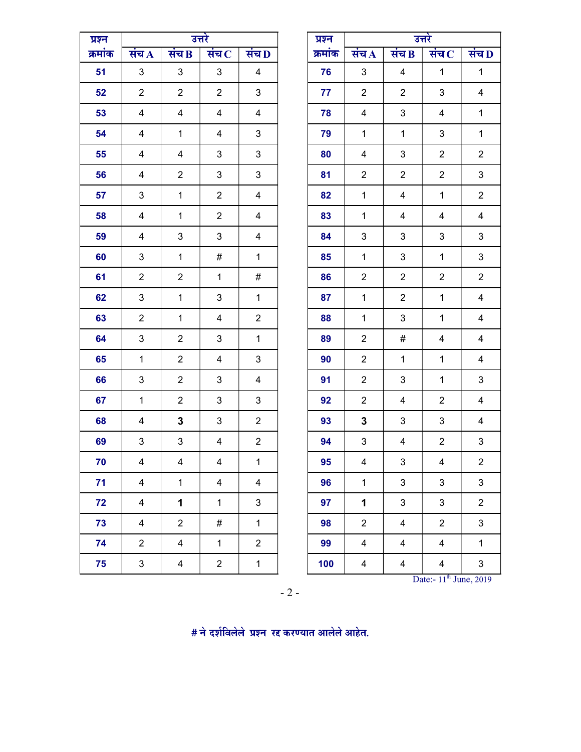| प्रश्न क्रमांक | उत्तरे संच A | संच B | संच C | संच D |
|---|---|---|---|---|
| 51 | 3 | 3 | 3 | 4 |
| 52 | 2 | 2 | 2 | 3 |
| 53 | 4 | 4 | 4 | 4 |
| 54 | 4 | 1 | 4 | 3 |
| 55 | 4 | 4 | 3 | 3 |
| 56 | 4 | 2 | 3 | 3 |
| 57 | 3 | 1 | 2 | 4 |
| 58 | 4 | 1 | 2 | 4 |
| 59 | 4 | 3 | 3 | 4 |
| 60 | 3 | 1 | # | 1 |
| 61 | 2 | 2 | 1 | # |
| 62 | 3 | 1 | 3 | 1 |
| 63 | 2 | 1 | 4 | 2 |
| 64 | 3 | 2 | 3 | 1 |
| 65 | 1 | 2 | 4 | 3 |
| 66 | 3 | 2 | 3 | 4 |
| 67 | 1 | 2 | 3 | 3 |
| 68 | 4 | **3** | 3 | 2 |
| 69 | 3 | 3 | 4 | 2 |
| 70 | 4 | 4 | 4 | 1 |
| 71 | 4 | 1 | 4 | 4 |
| 72 | 4 | **1** | 1 | 3 |
| 73 | 4 | 2 | # | 1 |
| 74 | 2 | 4 | 1 | 2 |
| 75 | 3 | 4 | 2 | 1 |
| 76 | 3 | 4 | 1 | 1 |
| 77 | 2 | 2 | 3 | 4 |
| 78 | 4 | 3 | 4 | 1 |
| 79 | 1 | 1 | 3 | 1 |
| 80 | 4 | 3 | 2 | 2 |
| 81 | 2 | 2 | 2 | 3 |
| 82 | 1 | 4 | 1 | 2 |
| 83 | 1 | 4 | 4 | 4 |
| 84 | 3 | 3 | 3 | 3 |
| 85 | 1 | 3 | 1 | 3 |
| 86 | 2 | 2 | 2 | 2 |
| 87 | 1 | 2 | 1 | 4 |
| 88 | 1 | 3 | 1 | 4 |
| 89 | 2 | # | 4 | 4 |
| 90 | 2 | 1 | 1 | 4 |
| 91 | 2 | 3 | 1 | 3 |
| 92 | 2 | 4 | 2 | 4 |
| 93 | **3** | 3 | 3 | 4 |
| 94 | 3 | 4 | 2 | 3 |
| 95 | 4 | 3 | 4 | 2 |
| 96 | 1 | 3 | 3 | 3 |
| 97 | **1** | 3 | 3 | 2 |
| 98 | 2 | 4 | 2 | 3 |
| 99 | 4 | 4 | 4 | 1 |
| 100 | 4 | 4 | 4 | 3 |

Date:- 11th June, 2019

**# ने दर्शविलेले प्रश्न रद्द करण्यात आलेले आहेत.**